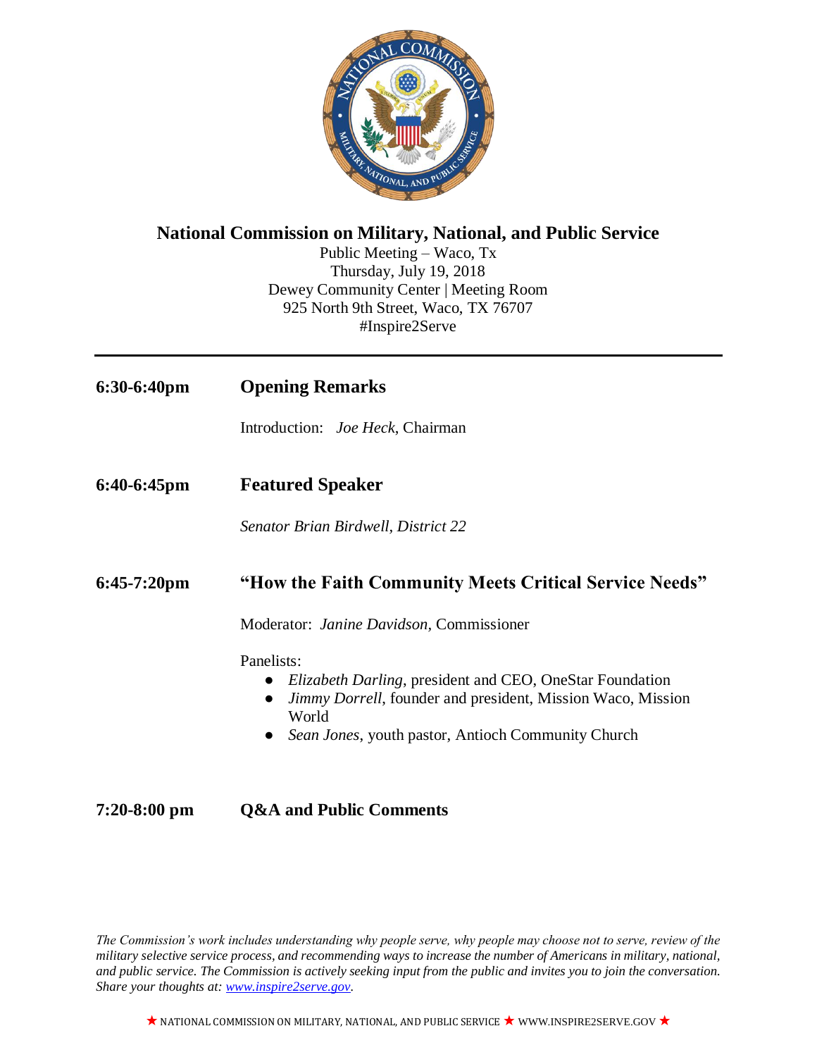# National Commission on Military, National, and Public Service

Public Meeting – Waco, Tx
Thursday, July 19, 2018
Dewey Community Center | Meeting Room
925 North 9th Street, Waco, TX 76707
#Inspire2Serve

---

**6:30-6:40pm** **Opening Remarks**

Introduction: *Joe Heck*, Chairman

**6:40-6:45pm** **Featured Speaker**

*Senator Brian Birdwell, District 22*

**6:45-7:20pm** **"How the Faith Community Meets Critical Service Needs"**

Moderator: *Janine Davidson*, Commissioner

Panelists:

- *Elizabeth Darling*, president and CEO, OneStar Foundation
- *Jimmy Dorrell*, founder and president, Mission Waco, Mission World
- *Sean Jones*, youth pastor, Antioch Community Church

**7:20-8:00 pm** **Q&A and Public Comments**

*The Commission's work includes understanding why people serve, why people may choose not to serve, review of the military selective service process, and recommending ways to increase the number of Americans in military, national, and public service. The Commission is actively seeking input from the public and invites you to join the conversation. Share your thoughts at: [www.inspire2serve.gov](www.inspire2serve.gov).*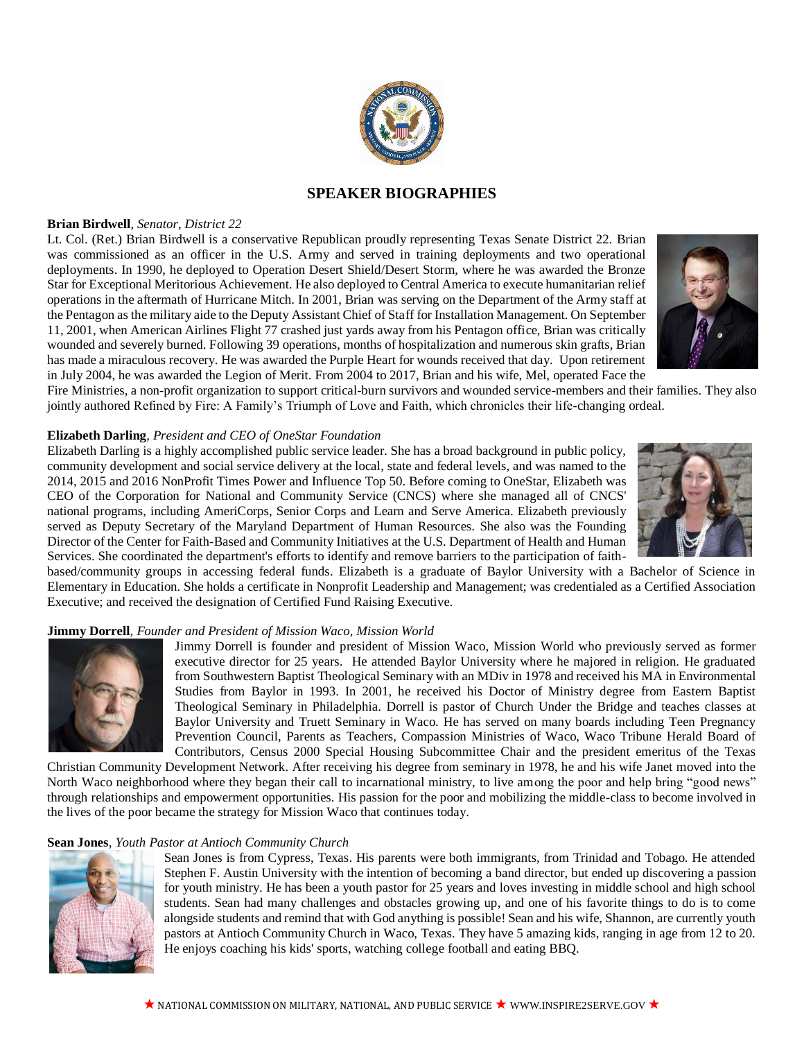## SPEAKER BIOGRAPHIES

**Brian Birdwell**, *Senator, District 22*

Lt. Col. (Ret.) Brian Birdwell is a conservative Republican proudly representing Texas Senate District 22. Brian was commissioned as an officer in the U.S. Army and served in training deployments and two operational deployments. In 1990, he deployed to Operation Desert Shield/Desert Storm, where he was awarded the Bronze Star for Exceptional Meritorious Achievement. He also deployed to Central America to execute humanitarian relief operations in the aftermath of Hurricane Mitch. In 2001, Brian was serving on the Department of the Army staff at the Pentagon as the military aide to the Deputy Assistant Chief of Staff for Installation Management. On September 11, 2001, when American Airlines Flight 77 crashed just yards away from his Pentagon office, Brian was critically wounded and severely burned. Following 39 operations, months of hospitalization and numerous skin grafts, Brian has made a miraculous recovery. He was awarded the Purple Heart for wounds received that day. Upon retirement in July 2004, he was awarded the Legion of Merit. From 2004 to 2017, Brian and his wife, Mel, operated Face the Fire Ministries, a non-profit organization to support critical-burn survivors and wounded service-members and their families. They also jointly authored Refined by Fire: A Family's Triumph of Love and Faith, which chronicles their life-changing ordeal.

**Elizabeth Darling**, *President and CEO of OneStar Foundation*

Elizabeth Darling is a highly accomplished public service leader. She has a broad background in public policy, community development and social service delivery at the local, state and federal levels, and was named to the 2014, 2015 and 2016 NonProfit Times Power and Influence Top 50. Before coming to OneStar, Elizabeth was CEO of the Corporation for National and Community Service (CNCS) where she managed all of CNCS' national programs, including AmeriCorps, Senior Corps and Learn and Serve America. Elizabeth previously served as Deputy Secretary of the Maryland Department of Human Resources. She also was the Founding Director of the Center for Faith-Based and Community Initiatives at the U.S. Department of Health and Human Services. She coordinated the department's efforts to identify and remove barriers to the participation of faith-based/community groups in accessing federal funds. Elizabeth is a graduate of Baylor University with a Bachelor of Science in Elementary in Education. She holds a certificate in Nonprofit Leadership and Management; was credentialed as a Certified Association Executive; and received the designation of Certified Fund Raising Executive.

**Jimmy Dorrell**, *Founder and President of Mission Waco, Mission World*

Jimmy Dorrell is founder and president of Mission Waco, Mission World who previously served as former executive director for 25 years. He attended Baylor University where he majored in religion. He graduated from Southwestern Baptist Theological Seminary with an MDiv in 1978 and received his MA in Environmental Studies from Baylor in 1993. In 2001, he received his Doctor of Ministry degree from Eastern Baptist Theological Seminary in Philadelphia. Dorrell is pastor of Church Under the Bridge and teaches classes at Baylor University and Truett Seminary in Waco. He has served on many boards including Teen Pregnancy Prevention Council, Parents as Teachers, Compassion Ministries of Waco, Waco Tribune Herald Board of Contributors, Census 2000 Special Housing Subcommittee Chair and the president emeritus of the Texas Christian Community Development Network. After receiving his degree from seminary in 1978, he and his wife Janet moved into the North Waco neighborhood where they began their call to incarnational ministry, to live among the poor and help bring "good news" through relationships and empowerment opportunities. His passion for the poor and mobilizing the middle-class to become involved in the lives of the poor became the strategy for Mission Waco that continues today.

**Sean Jones**, *Youth Pastor at Antioch Community Church*

Sean Jones is from Cypress, Texas. His parents were both immigrants, from Trinidad and Tobago. He attended Stephen F. Austin University with the intention of becoming a band director, but ended up discovering a passion for youth ministry. He has been a youth pastor for 25 years and loves investing in middle school and high school students. Sean had many challenges and obstacles growing up, and one of his favorite things to do is to come alongside students and remind that with God anything is possible! Sean and his wife, Shannon, are currently youth pastors at Antioch Community Church in Waco, Texas. They have 5 amazing kids, ranging in age from 12 to 20. He enjoys coaching his kids' sports, watching college football and eating BBQ.